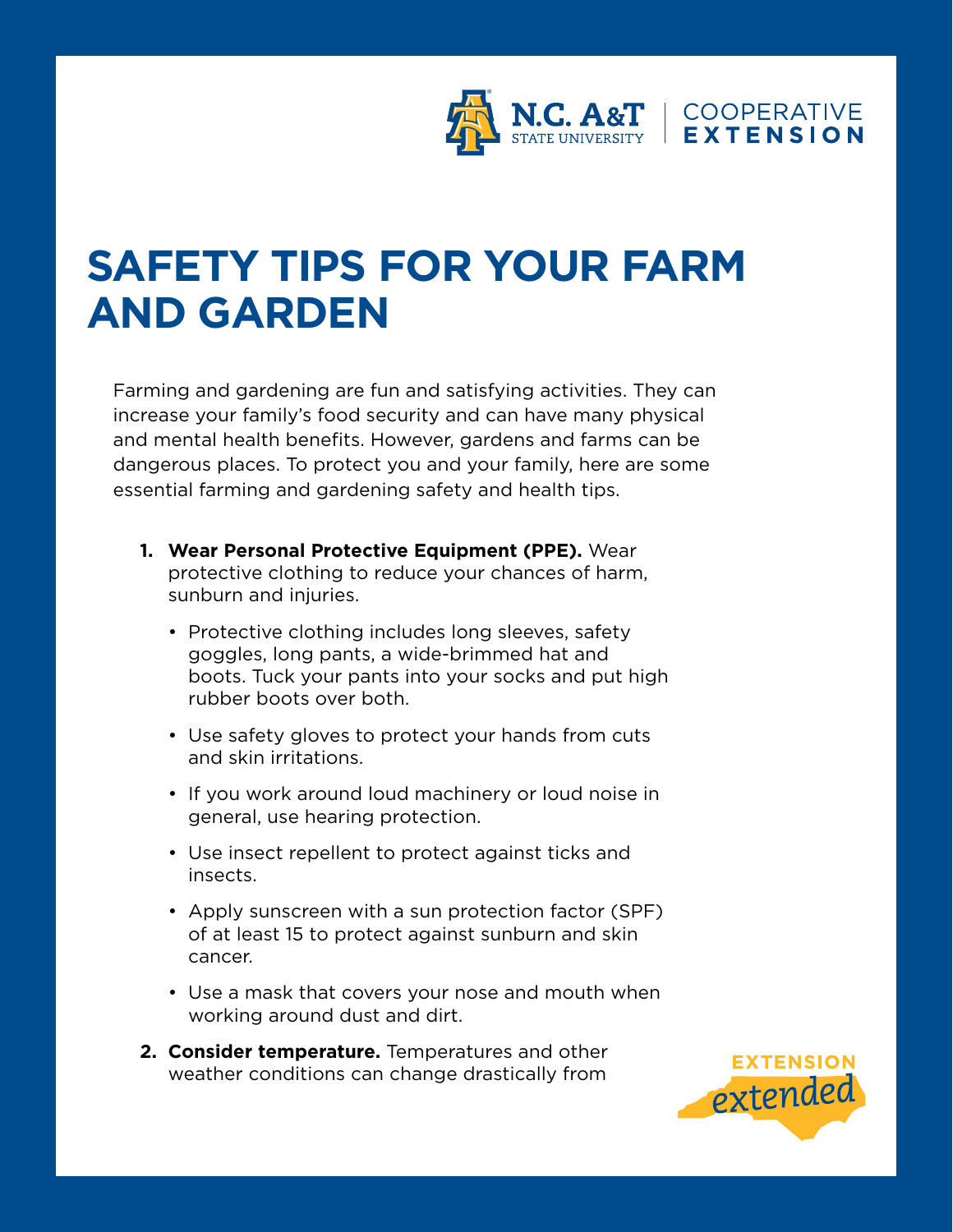# SAFETY TIPS FOR YOUR FARM AND GARDEN

Farming and gardening are fun and satisfying activities. They can increase your family's food security and can have many physical and mental health benefits. However, gardens and farms can be dangerous places. To protect you and your family, here are some essential farming and gardening safety and health tips.

1. **Wear Personal Protective Equipment (PPE).** Wear protective clothing to reduce your chances of harm, sunburn and injuries.
   - Protective clothing includes long sleeves, safety goggles, long pants, a wide-brimmed hat and boots. Tuck your pants into your socks and put high rubber boots over both.
   - Use safety gloves to protect your hands from cuts and skin irritations.
   - If you work around loud machinery or loud noise in general, use hearing protection.
   - Use insect repellent to protect against ticks and insects.
   - Apply sunscreen with a sun protection factor (SPF) of at least 15 to protect against sunburn and skin cancer.
   - Use a mask that covers your nose and mouth when working around dust and dirt.
2. **Consider temperature.** Temperatures and other weather conditions can change drastically from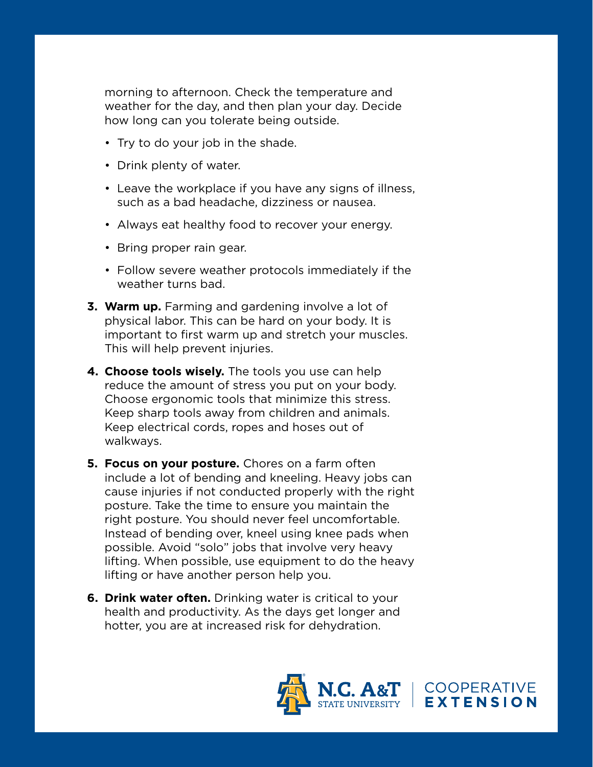morning to afternoon. Check the temperature and weather for the day, and then plan your day. Decide how long can you tolerate being outside.

- Try to do your job in the shade.
- Drink plenty of water.
- Leave the workplace if you have any signs of illness, such as a bad headache, dizziness or nausea.
- Always eat healthy food to recover your energy.
- Bring proper rain gear.
- Follow severe weather protocols immediately if the weather turns bad.

3. **Warm up.** Farming and gardening involve a lot of physical labor. This can be hard on your body. It is important to first warm up and stretch your muscles. This will help prevent injuries.

4. **Choose tools wisely.** The tools you use can help reduce the amount of stress you put on your body. Choose ergonomic tools that minimize this stress. Keep sharp tools away from children and animals. Keep electrical cords, ropes and hoses out of walkways.

5. **Focus on your posture.** Chores on a farm often include a lot of bending and kneeling. Heavy jobs can cause injuries if not conducted properly with the right posture. Take the time to ensure you maintain the right posture. You should never feel uncomfortable. Instead of bending over, kneel using knee pads when possible. Avoid "solo" jobs that involve very heavy lifting. When possible, use equipment to do the heavy lifting or have another person help you.

6. **Drink water often.** Drinking water is critical to your health and productivity. As the days get longer and hotter, you are at increased risk for dehydration.

N.C. A&T STATE UNIVERSITY | COOPERATIVE EXTENSION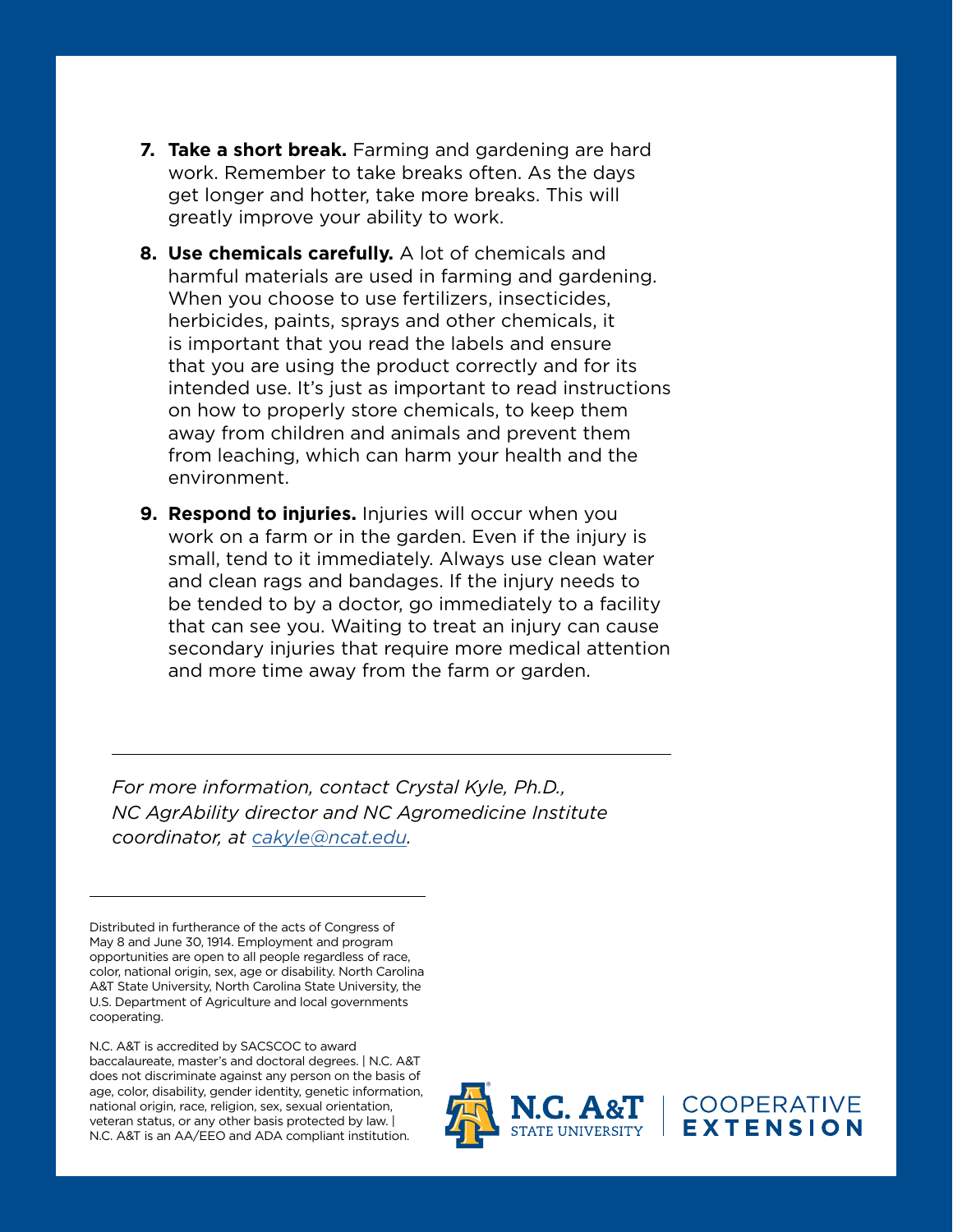7. **Take a short break.** Farming and gardening are hard work. Remember to take breaks often. As the days get longer and hotter, take more breaks. This will greatly improve your ability to work.

8. **Use chemicals carefully.** A lot of chemicals and harmful materials are used in farming and gardening. When you choose to use fertilizers, insecticides, herbicides, paints, sprays and other chemicals, it is important that you read the labels and ensure that you are using the product correctly and for its intended use. It's just as important to read instructions on how to properly store chemicals, to keep them away from children and animals and prevent them from leaching, which can harm your health and the environment.

9. **Respond to injuries.** Injuries will occur when you work on a farm or in the garden. Even if the injury is small, tend to it immediately. Always use clean water and clean rags and bandages. If the injury needs to be tended to by a doctor, go immediately to a facility that can see you. Waiting to treat an injury can cause secondary injuries that require more medical attention and more time away from the farm or garden.

---

*For more information, contact Crystal Kyle, Ph.D., NC AgrAbility director and NC Agromedicine Institute coordinator, at [cakyle@ncat.edu](mailto:cakyle@ncat.edu).*

---

Distributed in furtherance of the acts of Congress of May 8 and June 30, 1914. Employment and program opportunities are open to all people regardless of race, color, national origin, sex, age or disability. North Carolina A&T State University, North Carolina State University, the U.S. Department of Agriculture and local governments cooperating.

N.C. A&T is accredited by SACSCOC to award baccalaureate, master's and doctoral degrees. | N.C. A&T does not discriminate against any person on the basis of age, color, disability, gender identity, genetic information, national origin, race, religion, sex, sexual orientation, veteran status, or any other basis protected by law. | N.C. A&T is an AA/EEO and ADA compliant institution.

N.C. A&T STATE UNIVERSITY | COOPERATIVE EXTENSION